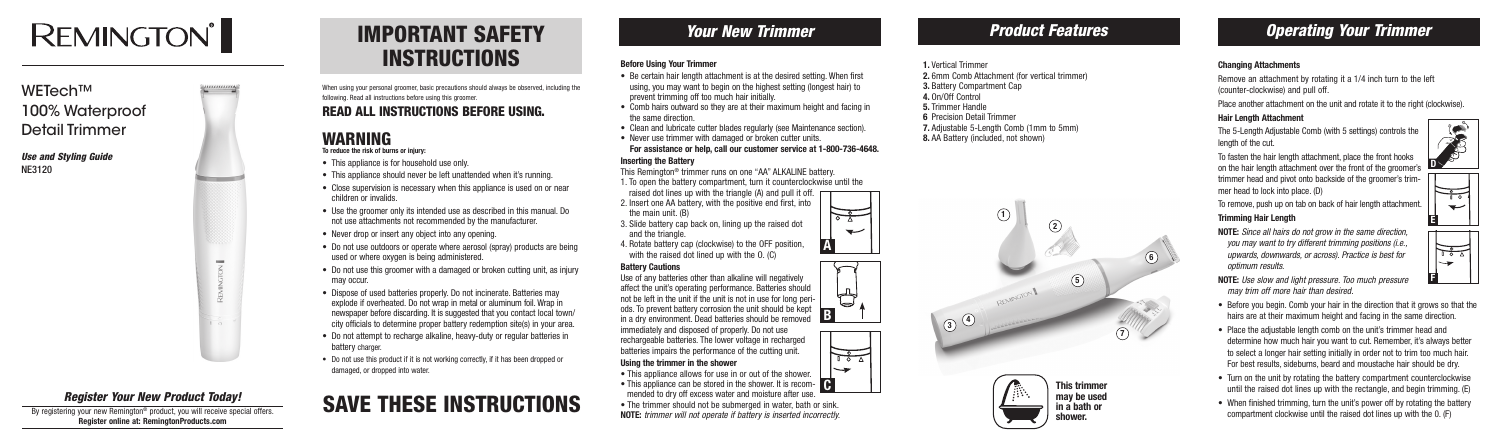# REMINGTON®

## WETech™ 100% Waterproof Detail Trimmer

***Use and Styling Guide***
NE3120

### *Register Your New Product Today!*

By registering your new Remington® product, you will receive special offers.
**Register online at: RemingtonProducts.com**

# IMPORTANT SAFETY INSTRUCTIONS

When using your personal groomer, basic precautions should always be observed, including the following. Read all instructions before using this groomer.

## READ ALL INSTRUCTIONS BEFORE USING.

## WARNING

**To reduce the risk of burns or injury:**

- This appliance is for household use only.
- This appliance should never be left unattended when it's running.
- Close supervision is necessary when this appliance is used on or near children or invalids.
- Use the groomer only its intended use as described in this manual. Do not use attachments not recommended by the manufacturer.
- Never drop or insert any object into any opening.
- Do not use outdoors or operate where aerosol (spray) products are being used or where oxygen is being administered.
- Do not use this groomer with a damaged or broken cutting unit, as injury may occur.
- Dispose of used batteries properly. Do not incinerate. Batteries may explode if overheated. Do not wrap in metal or aluminum foil. Wrap in newspaper before discarding. It is suggested that you contact local town/city officials to determine proper battery redemption site(s) in your area.
- Do not attempt to recharge alkaline, heavy-duty or regular batteries in battery charger.
- Do not use this product if it is not working correctly, if it has been dropped or damaged, or dropped into water.

# SAVE THESE INSTRUCTIONS

## *Your New Trimmer*

### Before Using Your Trimmer

- Be certain hair length attachment is at the desired setting. When first using, you may want to begin on the highest setting (longest hair) to prevent trimming off too much hair initially.
- Comb hairs outward so they are at their maximum height and facing in the same direction.
- Clean and lubricate cutter blades regularly (see Maintenance section).
- Never use trimmer with damaged or broken cutter units.

**For assistance or help, call our customer service at 1-800-736-4648.**

### Inserting the Battery

This Remington® trimmer runs on one "AA" ALKALINE battery.

1. To open the battery compartment, turn it counterclockwise until the raised dot lines up with the triangle (A) and pull it off.
2. Insert one AA battery, with the positive end first, into the main unit. (B)
3. Slide battery cap back on, lining up the raised dot and the triangle.
4. Rotate battery cap (clockwise) to the OFF position, with the raised dot lined up with the O. (C)

### Battery Cautions

Use of any batteries other than alkaline will negatively affect the unit's operating performance. Batteries should not be left in the unit if the unit is not in use for long periods. To prevent battery corrosion the unit should be kept in a dry environment. Dead batteries should be removed immediately and disposed of properly. Do not use rechargeable batteries. The lower voltage in recharged batteries impairs the performance of the cutting unit.

### Using the trimmer in the shower

- This appliance allows for use in or out of the shower.
- This appliance can be stored in the shower. It is recommended to dry off excess water and moisture after use.
- The trimmer should not be submerged in water, bath or sink.

**NOTE:** *trimmer will not operate if battery is inserted incorrectly.*

## *Product Features*

1. Vertical Trimmer
2. 6mm Comb Attachment (for vertical trimmer)
3. Battery Compartment Cap
4. On/Off Control
5. Trimmer Handle
6. Precision Detail Trimmer
7. Adjustable 5-Length Comb (1mm to 5mm)
8. AA Battery (included, not shown)

**This trimmer may be used in a bath or shower.**

## *Operating Your Trimmer*

### Changing Attachments

Remove an attachment by rotating it a 1/4 inch turn to the left (counter-clockwise) and pull off.

Place another attachment on the unit and rotate it to the right (clockwise).

### Hair Length Attachment

The 5-Length Adjustable Comb (with 5 settings) controls the length of the cut.

To fasten the hair length attachment, place the front hooks on the hair length attachment over the front of the groomer's trimmer head and pivot onto backside of the groomer's trimmer head to lock into place. (D)

To remove, push up on tab on back of hair length attachment.

### Trimming Hair Length

**NOTE:** *Since all hairs do not grow in the same direction, you may want to try different trimming positions (i.e., upwards, downwards, or across). Practice is best for optimum results.*

**NOTE:** *Use slow and light pressure. Too much pressure may trim off more hair than desired.*

- Before you begin. Comb your hair in the direction that it grows so that the hairs are at their maximum height and facing in the same direction.
- Place the adjustable length comb on the unit's trimmer head and determine how much hair you want to cut. Remember, it's always better to select a longer hair setting initially in order not to trim too much hair. For best results, sideburns, beard and moustache hair should be dry.
- Turn on the unit by rotating the battery compartment counterclockwise until the raised dot lines up with the rectangle, and begin trimming. (E)
- When finished trimming, turn the unit's power off by rotating the battery compartment clockwise until the raised dot lines up with the O. (F)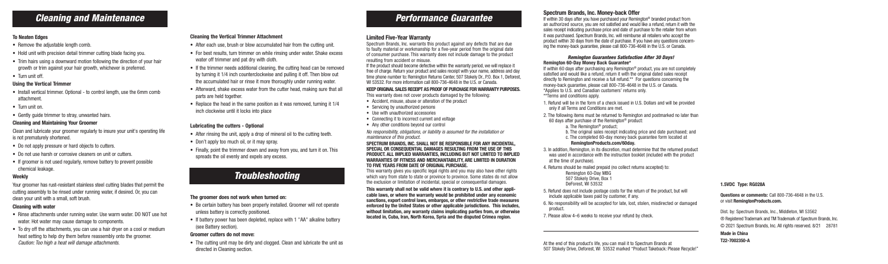# Cleaning and Maintenance

### To Neaten Edges

- Remove the adjustable length comb.
- Hold unit with precision detail trimmer cutting blade facing you.
- Trim hairs using a downward motion following the direction of your hair growth or trim against your hair growth, whichever is preferred.
- Turn unit off.

### Using the Vertical Trimmer

- Install vertical trimmer. Optional - to control length, use the 6mm comb attachment.
- Turn unit on.
- Gently guide trimmer to stray, unwanted hairs.

### Cleaning and Maintaining Your Groomer

Clean and lubricate your groomer regularly to insure your unit's operating life is not prematurely shortened.

- Do not apply pressure or hard objects to cutters.
- Do not use harsh or corrosive cleaners on unit or cutters.
- If groomer is not used regularly, remove battery to prevent possible chemical leakage.

### Weekly

Your groomer has rust-resistant stainless steel cutting blades that permit the cutting assembly to be rinsed under running water, if desired. Or, you can clean your unit with a small, soft brush.

### Cleaning with water

- Rinse attachments under running water. Use warm water. DO NOT use hot water. Hot water may cause damage to components.
- To dry off the attachments, you can use a hair dryer on a cool or medium heat setting to help dry them before reassembly onto the groomer. *Caution: Too high a heat will damage attachments.*

### Cleaning the Vertical Trimmer Attachment

- After each use, brush or blow accumulated hair from the cutting unit.
- For best results, turn trimmer on while rinsing under water. Shake excess water off trimmer and pat dry with cloth.
- If the trimmer needs additional cleaning, the cutting head can be removed by turning it 1/4 inch counterclockwise and pulling it off. Then blow out the accumulated hair or rinse it more thoroughly under running water.
- Afterward, shake excess water from the cutter head, making sure that all parts are held together.
- Replace the head in the same position as it was removed, turning it 1/4 inch clockwise until it locks into place

### Lubricating the cutters - Optional

- After rinsing the unit, apply a drop of mineral oil to the cutting teeth.
- Don't apply too much oil, or it may spray.
- Finally, point the trimmer down and away from you, and turn it on. This spreads the oil evenly and expels any excess.

# Troubleshooting

### The groomer does not work when turned on:

- Be certain battery has been properly installed. Groomer will not operate unless battery is correctly positioned.
- If battery power has been depleted, replace with 1 "AA" alkaline battery (see Battery section).

### Groomer cutters do not move:

- The cutting unit may be dirty and clogged. Clean and lubricate the unit as directed in Cleaning section.

# Performance Guarantee

### Limited Five-Year Warranty

Spectrum Brands, Inc. warrants this product against any defects that are due to faulty material or workmanship for a five-year period from the original date of consumer purchase. This warranty does not include damage to the product resulting from accident or misuse.

If the product should become defective within the warranty period, we will replace it free of charge. Return your product and sales receipt with your name, address and day time phone number to: Remington Returns Center, 507 Stokely Dr., P.O. Box 1, Deforest, WI 53532. For more information call 800-736-4648 in the U.S. or Canada.

**KEEP ORIGINAL SALES RECEIPT AS PROOF OF PURCHASE FOR WARRANTY PURPOSES.**

This warranty does not cover products damaged by the following:

- Accident, misuse, abuse or alteration of the product
- Servicing by unauthorized persons
- Use with unauthorized accessories
- Connecting it to incorrect current and voltage
- Any other conditions beyond our control

*No responsibility, obligations, or liability is assumed for the installation or maintenance of this product.*

**SPECTRUM BRANDS, INC. SHALL NOT BE RESPONSIBLE FOR ANY INCIDENTAL, SPECIAL OR CONSEQUENTIAL DAMAGES RESULTING FROM THE USE OF THIS PRODUCT. ALL IMPLIED WARRANTIES, INCLUDING BUT NOT LIMITED TO IMPLIED WARRANTIES OF FITNESS AND MERCHANTABILITY, ARE LIMITED IN DURATION TO FIVE YEARS FROM DATE OF ORIGINAL PURCHASE.**

This warranty gives you specific legal rights and you may also have other rights which vary from state to state or province to province. Some states do not allow the exclusion or limitation of incidental, special or consequential damages.

**This warranty shall not be valid where it is contrary to U.S. and other applicable laws, or where the warranty would be prohibited under any economic sanctions, export control laws, embargos, or other restrictive trade measures enforced by the United States or other applicable jurisdictions. This includes, without limitation, any warranty claims implicating parties from, or otherwise located in, Cuba, Iran, North Korea, Syria and the disputed Crimea region.**

### Spectrum Brands, Inc. Money-back Offer

If within 30 days after you have purchased your Remington® branded product from an authorized source, you are not satisfied and would like a refund, return it with the sales receipt indicating purchase price and date of purchase to the retailer from whom it was purchased. Spectrum Brands, Inc. will reimburse all retailers who accept the product within 30 days from the date of purchase. If you have any questions concerning the money-back guarantee, please call 800-736-4648 in the U.S. or Canada.

### *Remington Guarantees Satisfaction After 30 Days!*

**Remington 60-Day Money Back Guarantee***

If within 60 days after purchasing any Remington® product, you are not completely satisfied and would like a refund, return it with the original dated sales receipt directly to Remington and receive a full refund.** For questions concerning the money-back guarantee, please call 800-736-4648 in the U.S. or Canada.

*Applies to U.S. and Canadian customers' returns only.

**Terms and conditions apply.

1. Refund will be in the form of a check issued in U.S. Dollars and will be provided only if all Terms and Conditions are met.
2. The following items must be returned to Remington and postmarked no later than 60 days after purchase of the Remington® product:
   a. The Remington® product;
   b. The original sales receipt indicating price and date purchased; and
   c. The completed 60-day money back guarantee form located at **RemingtonProducts.com/60day.**
3. In addition, Remington, in its discretion, must determine that the returned product was used in accordance with the instruction booklet (included with the product at the time of purchase).
4. Returns should be mailed prepaid (no collect returns accepted) to:
   Remington 60-Day MBG
   507 Stokely Drive, Box 1
   DeForest, WI 53532
5. Refund does not include postage costs for the return of the product, but will include applicable taxes paid by customer, if any.
6. No responsibility will be accepted for late, lost, stolen, misdirected or damaged product.
7. Please allow 4–6 weeks to receive your refund by check.

At the end of this product's life, you can mail it to Spectrum Brands at 507 Stokely Drive, Deforest, WI 53532 marked "Product Takeback: Please Recycle!"

**1.5VDC Type: RG028A**

**Questions or comments:** Call 800-736-4648 in the U.S. or visit **RemingtonProducts.com.**

Dist. by: Spectrum Brands, Inc., Middleton, WI 53562
® Registered Trademark and TM Trademark of Spectrum Brands, Inc.
© 2021 Spectrum Brands, Inc. All rights reserved. 8/21 28781

**Made in China**

**T22-7002350-A**